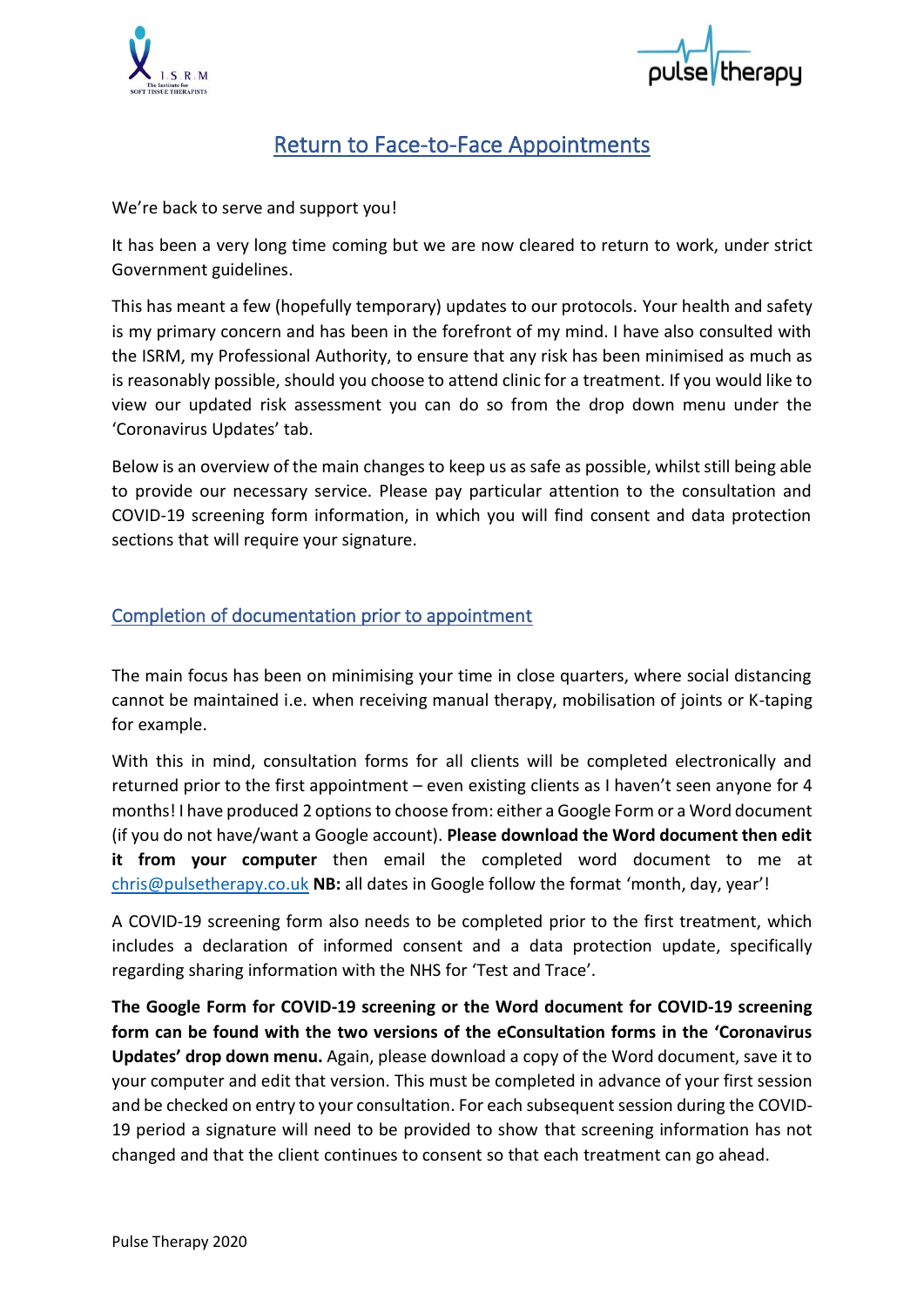# Return to Face-to-Face Appointments

We're back to serve and support you!

It has been a very long time coming but we are now cleared to return to work, under strict Government guidelines.

This has meant a few (hopefully temporary) updates to our protocols. Your health and safety is my primary concern and has been in the forefront of my mind. I have also consulted with the ISRM, my Professional Authority, to ensure that any risk has been minimised as much as is reasonably possible, should you choose to attend clinic for a treatment. If you would like to view our updated risk assessment you can do so from the drop down menu under the 'Coronavirus Updates' tab.

Below is an overview of the main changes to keep us as safe as possible, whilst still being able to provide our necessary service. Please pay particular attention to the consultation and COVID-19 screening form information, in which you will find consent and data protection sections that will require your signature.

## Completion of documentation prior to appointment

The main focus has been on minimising your time in close quarters, where social distancing cannot be maintained i.e. when receiving manual therapy, mobilisation of joints or K-taping for example.

With this in mind, consultation forms for all clients will be completed electronically and returned prior to the first appointment – even existing clients as I haven't seen anyone for 4 months! I have produced 2 options to choose from: either a Google Form or a Word document (if you do not have/want a Google account). **Please download the Word document then edit it from your computer** then email the completed word document to me at chris@pulsetherapy.co.uk **NB:** all dates in Google follow the format 'month, day, year'!

A COVID-19 screening form also needs to be completed prior to the first treatment, which includes a declaration of informed consent and a data protection update, specifically regarding sharing information with the NHS for 'Test and Trace'.

**The Google Form for COVID-19 screening or the Word document for COVID-19 screening form can be found with the two versions of the eConsultation forms in the 'Coronavirus Updates' drop down menu.** Again, please download a copy of the Word document, save it to your computer and edit that version. This must be completed in advance of your first session and be checked on entry to your consultation. For each subsequent session during the COVID-19 period a signature will need to be provided to show that screening information has not changed and that the client continues to consent so that each treatment can go ahead.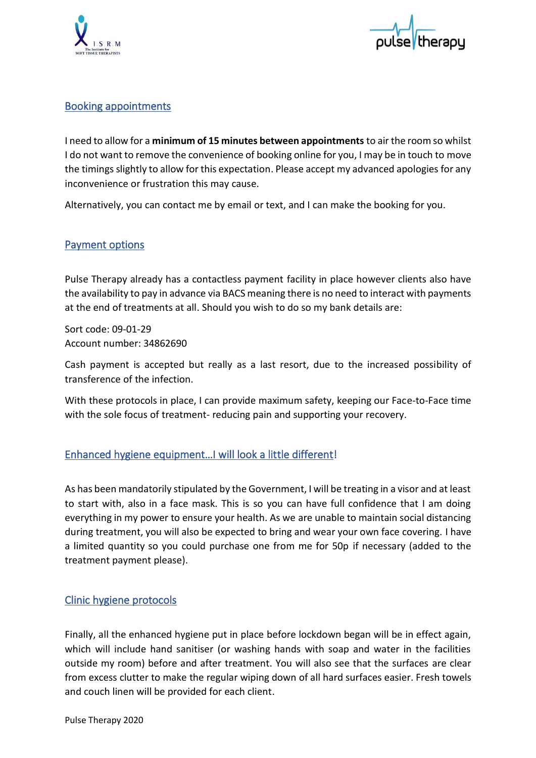## Booking appointments

I need to allow for a **minimum of 15 minutes between appointments** to air the room so whilst I do not want to remove the convenience of booking online for you, I may be in touch to move the timings slightly to allow for this expectation. Please accept my advanced apologies for any inconvenience or frustration this may cause.

Alternatively, you can contact me by email or text, and I can make the booking for you.

## Payment options

Pulse Therapy already has a contactless payment facility in place however clients also have the availability to pay in advance via BACS meaning there is no need to interact with payments at the end of treatments at all. Should you wish to do so my bank details are:

Sort code: 09-01-29
Account number: 34862690

Cash payment is accepted but really as a last resort, due to the increased possibility of transference of the infection.

With these protocols in place, I can provide maximum safety, keeping our Face-to-Face time with the sole focus of treatment- reducing pain and supporting your recovery.

## Enhanced hygiene equipment…I will look a little different!

As has been mandatorily stipulated by the Government, I will be treating in a visor and at least to start with, also in a face mask. This is so you can have full confidence that I am doing everything in my power to ensure your health. As we are unable to maintain social distancing during treatment, you will also be expected to bring and wear your own face covering. I have a limited quantity so you could purchase one from me for 50p if necessary (added to the treatment payment please).

## Clinic hygiene protocols

Finally, all the enhanced hygiene put in place before lockdown began will be in effect again, which will include hand sanitiser (or washing hands with soap and water in the facilities outside my room) before and after treatment. You will also see that the surfaces are clear from excess clutter to make the regular wiping down of all hard surfaces easier. Fresh towels and couch linen will be provided for each client.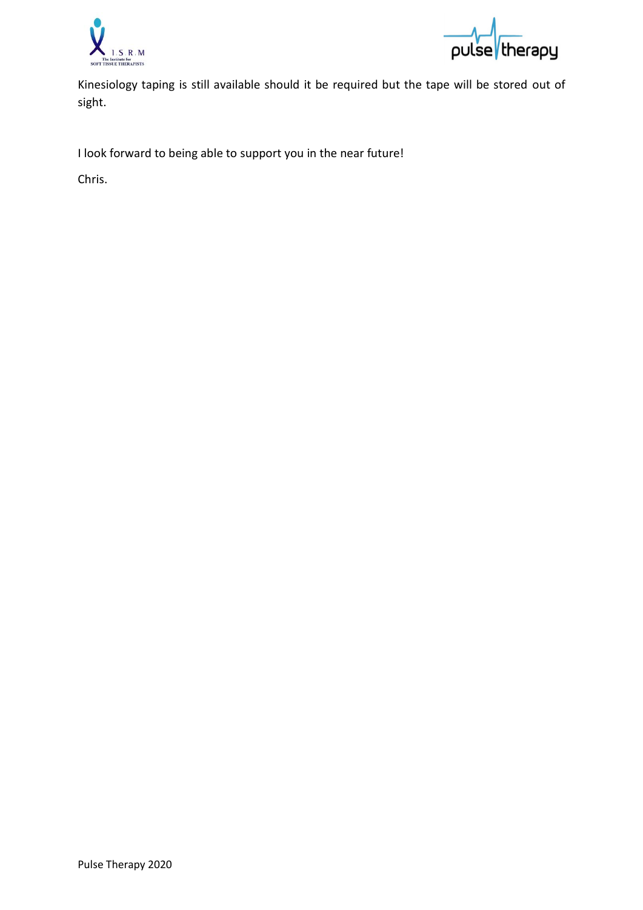Kinesiology taping is still available should it be required but the tape will be stored out of sight.

I look forward to being able to support you in the near future!

Chris.